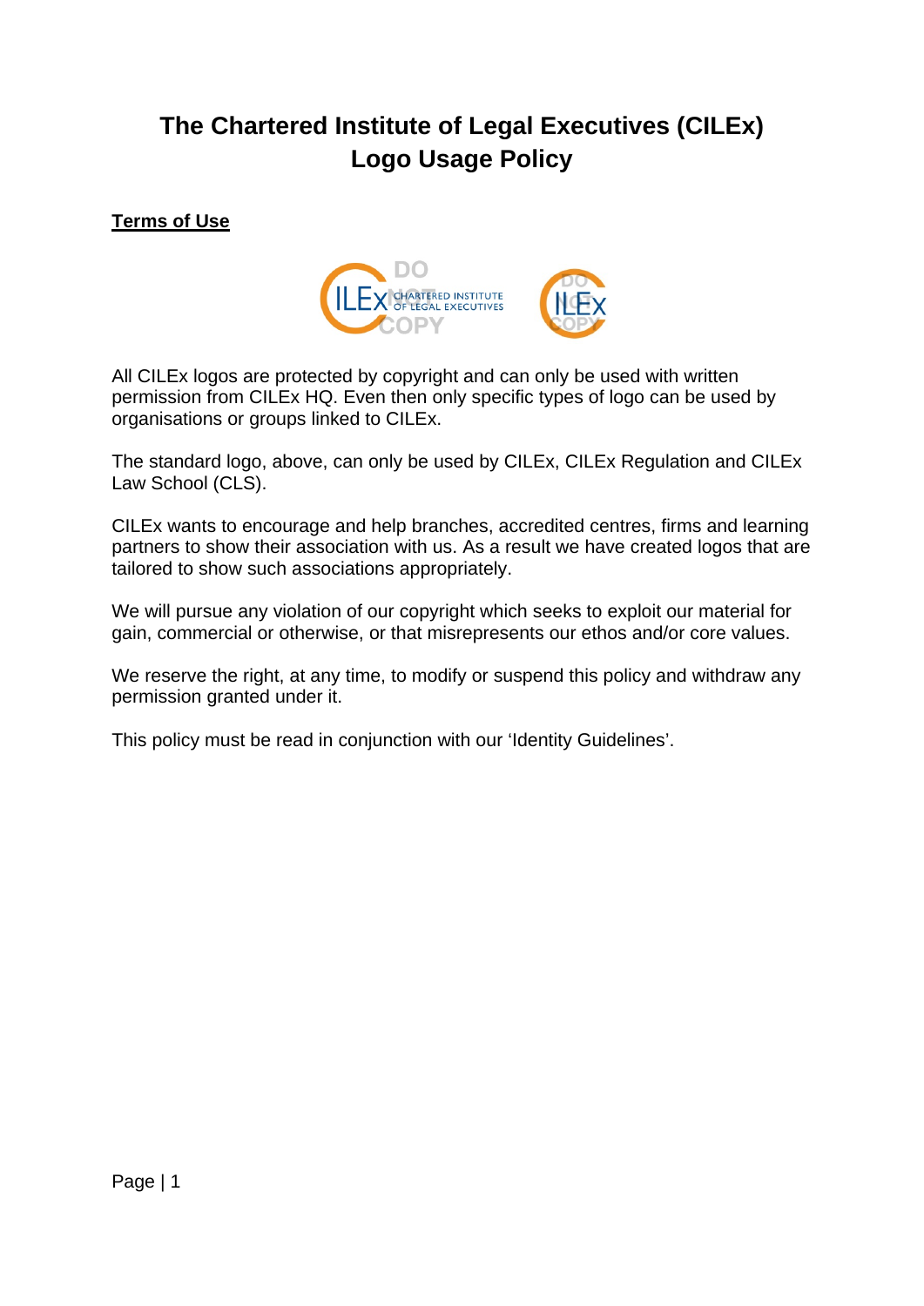# The Chartered Institute of Legal Executives (CILEx) Logo Usage Policy

**Terms of Use**

All CILEx logos are protected by copyright and can only be used with written permission from CILEx HQ. Even then only specific types of logo can be used by organisations or groups linked to CILEx.

The standard logo, above, can only be used by CILEx, CILEx Regulation and CILEx Law School (CLS).

CILEx wants to encourage and help branches, accredited centres, firms and learning partners to show their association with us. As a result we have created logos that are tailored to show such associations appropriately.

We will pursue any violation of our copyright which seeks to exploit our material for gain, commercial or otherwise, or that misrepresents our ethos and/or core values.

We reserve the right, at any time, to modify or suspend this policy and withdraw any permission granted under it.

This policy must be read in conjunction with our 'Identity Guidelines'.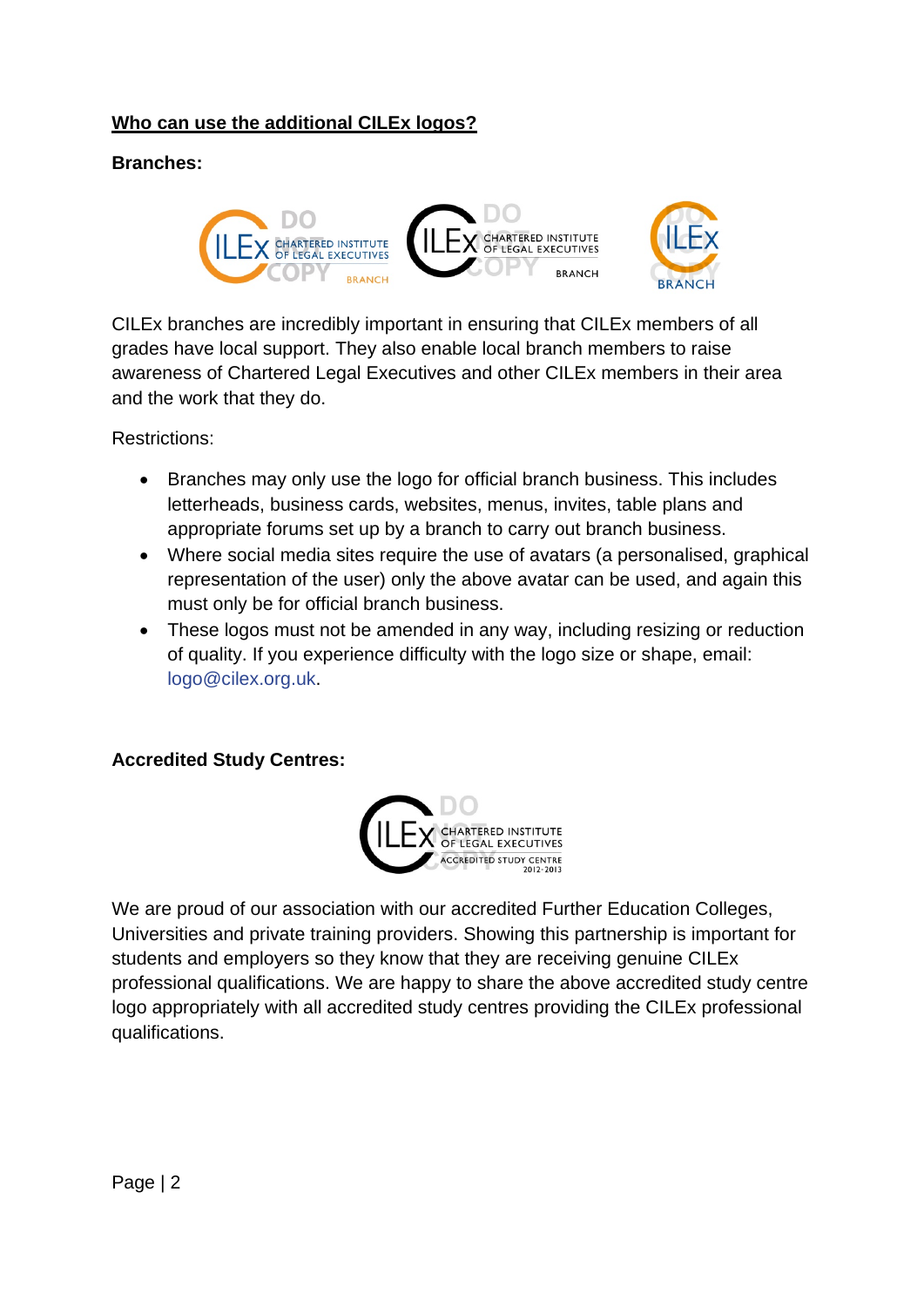## Who can use the additional CILEx logos?

**Branches:**

CILEx branches are incredibly important in ensuring that CILEx members of all grades have local support. They also enable local branch members to raise awareness of Chartered Legal Executives and other CILEx members in their area and the work that they do.

Restrictions:

- Branches may only use the logo for official branch business. This includes letterheads, business cards, websites, menus, invites, table plans and appropriate forums set up by a branch to carry out branch business.
- Where social media sites require the use of avatars (a personalised, graphical representation of the user) only the above avatar can be used, and again this must only be for official branch business.
- These logos must not be amended in any way, including resizing or reduction of quality. If you experience difficulty with the logo size or shape, email: logo@cilex.org.uk.

**Accredited Study Centres:**

We are proud of our association with our accredited Further Education Colleges, Universities and private training providers. Showing this partnership is important for students and employers so they know that they are receiving genuine CILEx professional qualifications. We are happy to share the above accredited study centre logo appropriately with all accredited study centres providing the CILEx professional qualifications.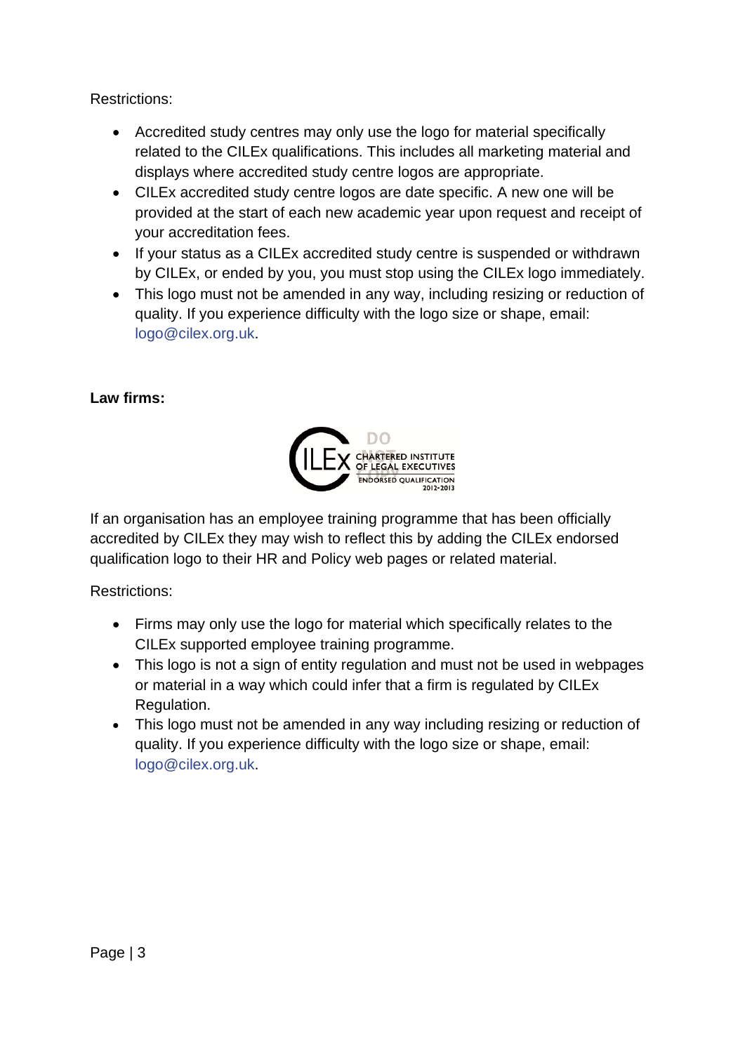Restrictions:

- Accredited study centres may only use the logo for material specifically related to the CILEx qualifications. This includes all marketing material and displays where accredited study centre logos are appropriate.
- CILEx accredited study centre logos are date specific. A new one will be provided at the start of each new academic year upon request and receipt of your accreditation fees.
- If your status as a CILEx accredited study centre is suspended or withdrawn by CILEx, or ended by you, you must stop using the CILEx logo immediately.
- This logo must not be amended in any way, including resizing or reduction of quality. If you experience difficulty with the logo size or shape, email: logo@cilex.org.uk.

**Law firms:**

If an organisation has an employee training programme that has been officially accredited by CILEx they may wish to reflect this by adding the CILEx endorsed qualification logo to their HR and Policy web pages or related material.

Restrictions:

- Firms may only use the logo for material which specifically relates to the CILEx supported employee training programme.
- This logo is not a sign of entity regulation and must not be used in webpages or material in a way which could infer that a firm is regulated by CILEx Regulation.
- This logo must not be amended in any way including resizing or reduction of quality. If you experience difficulty with the logo size or shape, email: logo@cilex.org.uk.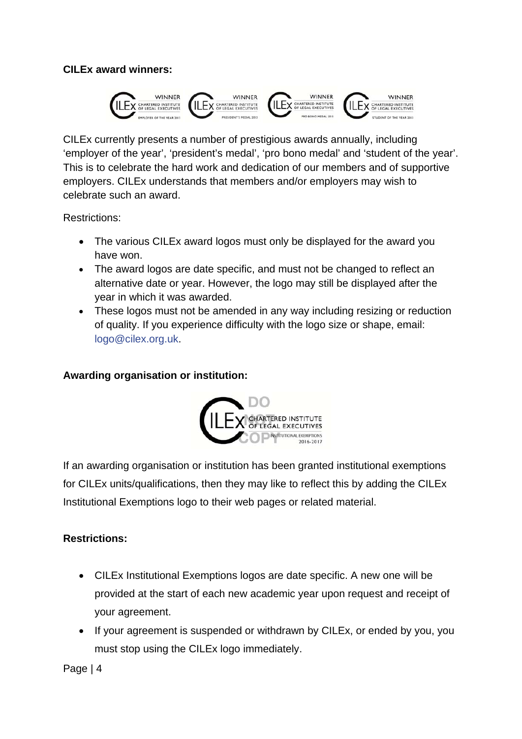**CILEx award winners:**

CILEx currently presents a number of prestigious awards annually, including 'employer of the year', 'president's medal', 'pro bono medal' and 'student of the year'. This is to celebrate the hard work and dedication of our members and of supportive employers. CILEx understands that members and/or employers may wish to celebrate such an award.

Restrictions:

- The various CILEx award logos must only be displayed for the award you have won.
- The award logos are date specific, and must not be changed to reflect an alternative date or year. However, the logo may still be displayed after the year in which it was awarded.
- These logos must not be amended in any way including resizing or reduction of quality. If you experience difficulty with the logo size or shape, email: logo@cilex.org.uk.

**Awarding organisation or institution:**

If an awarding organisation or institution has been granted institutional exemptions for CILEx units/qualifications, then they may like to reflect this by adding the CILEx Institutional Exemptions logo to their web pages or related material.

**Restrictions:**

- CILEx Institutional Exemptions logos are date specific. A new one will be provided at the start of each new academic year upon request and receipt of your agreement.
- If your agreement is suspended or withdrawn by CILEx, or ended by you, you must stop using the CILEx logo immediately.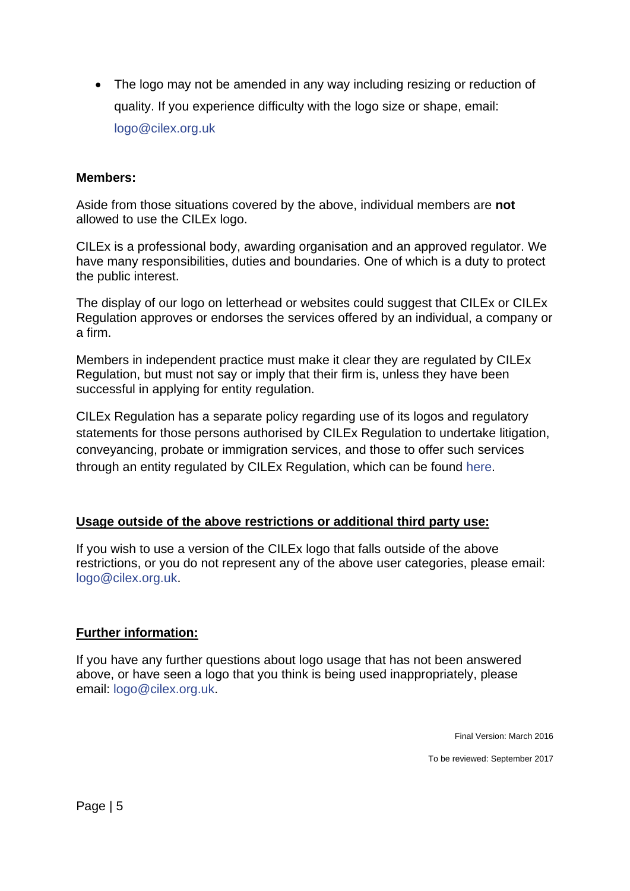- The logo may not be amended in any way including resizing or reduction of quality. If you experience difficulty with the logo size or shape, email: logo@cilex.org.uk

**Members:**

Aside from those situations covered by the above, individual members are **not** allowed to use the CILEx logo.

CILEx is a professional body, awarding organisation and an approved regulator. We have many responsibilities, duties and boundaries. One of which is a duty to protect the public interest.

The display of our logo on letterhead or websites could suggest that CILEx or CILEx Regulation approves or endorses the services offered by an individual, a company or a firm.

Members in independent practice must make it clear they are regulated by CILEx Regulation, but must not say or imply that their firm is, unless they have been successful in applying for entity regulation.

CILEx Regulation has a separate policy regarding use of its logos and regulatory statements for those persons authorised by CILEx Regulation to undertake litigation, conveyancing, probate or immigration services, and those to offer such services through an entity regulated by CILEx Regulation, which can be found here.

## Usage outside of the above restrictions or additional third party use:

If you wish to use a version of the CILEx logo that falls outside of the above restrictions, or you do not represent any of the above user categories, please email: logo@cilex.org.uk.

## Further information:

If you have any further questions about logo usage that has not been answered above, or have seen a logo that you think is being used inappropriately, please email: logo@cilex.org.uk.

Final Version: March 2016

To be reviewed: September 2017